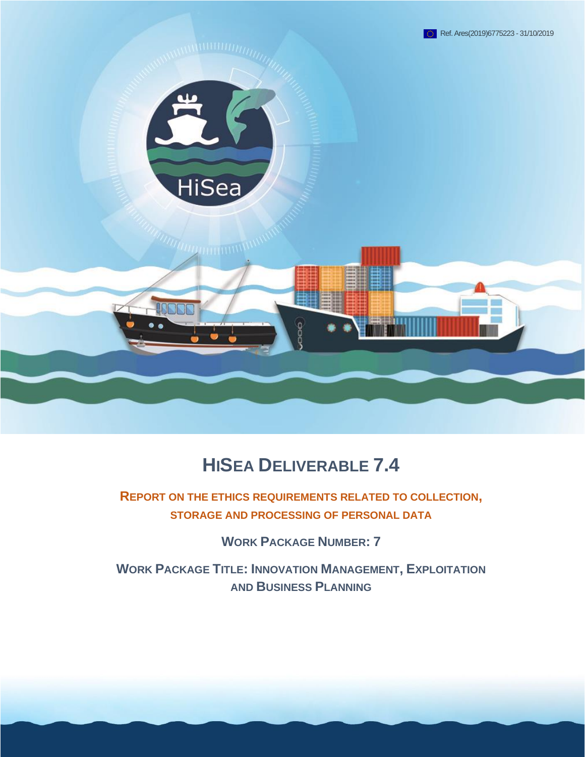Ref. Ares(2019)6775223 - 31/10/2019

# HiSea Deliverable 7.4

## Report on the ethics requirements related to collection, storage and processing of personal data

**Work Package Number: 7**

**Work Package Title: Innovation Management, Exploitation and Business Planning**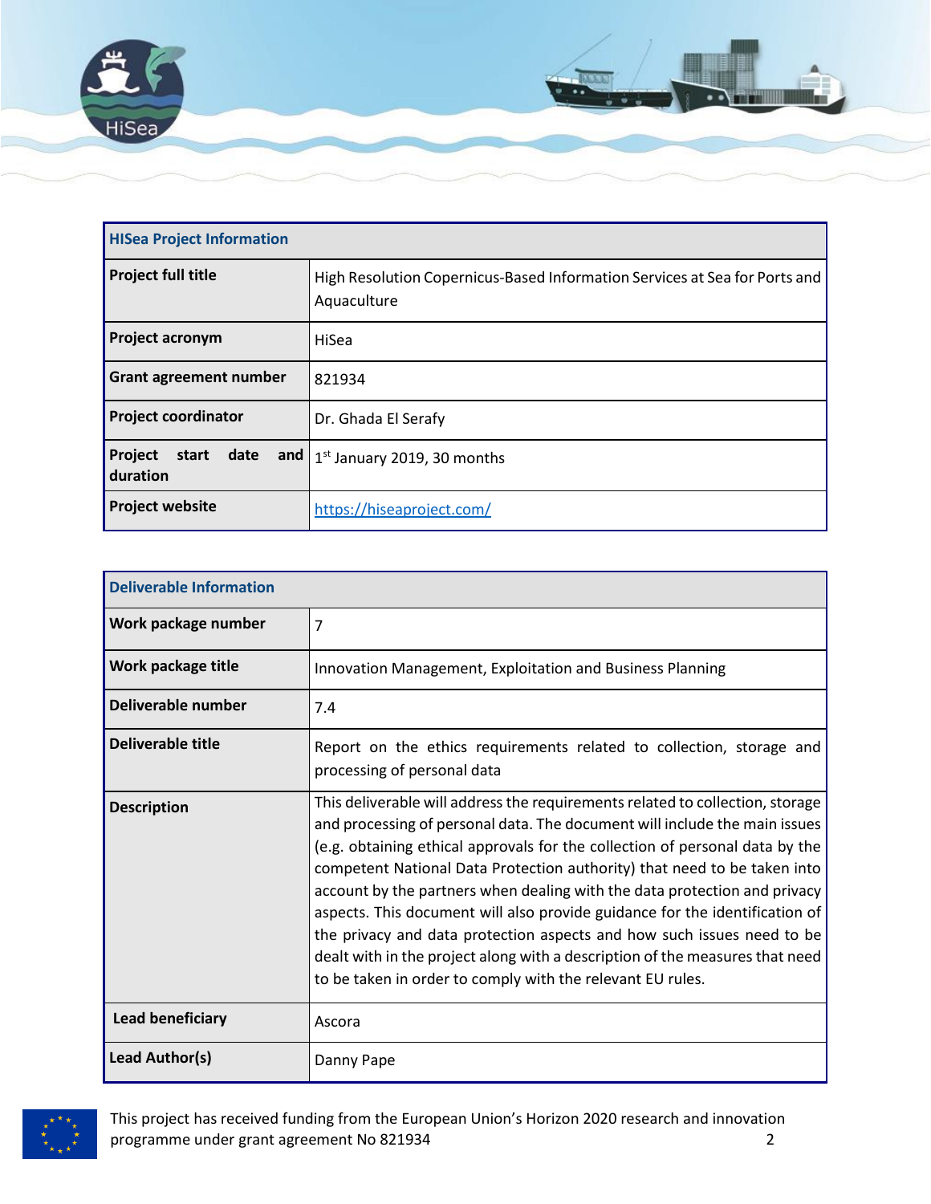| HISea Project Information | |
|---|---|
| **Project full title** | High Resolution Copernicus-Based Information Services at Sea for Ports and Aquaculture |
| **Project acronym** | HiSea |
| **Grant agreement number** | 821934 |
| **Project coordinator** | Dr. Ghada El Serafy |
| **Project start date and duration** | 1st January 2019, 30 months |
| **Project website** | https://hiseaproject.com/ |

| Deliverable Information | |
|---|---|
| **Work package number** | 7 |
| **Work package title** | Innovation Management, Exploitation and Business Planning |
| **Deliverable number** | 7.4 |
| **Deliverable title** | Report on the ethics requirements related to collection, storage and processing of personal data |
| **Description** | This deliverable will address the requirements related to collection, storage and processing of personal data. The document will include the main issues (e.g. obtaining ethical approvals for the collection of personal data by the competent National Data Protection authority) that need to be taken into account by the partners when dealing with the data protection and privacy aspects. This document will also provide guidance for the identification of the privacy and data protection aspects and how such issues need to be dealt with in the project along with a description of the measures that need to be taken in order to comply with the relevant EU rules. |
| **Lead beneficiary** | Ascora |
| **Lead Author(s)** | Danny Pape |

This project has received funding from the European Union's Horizon 2020 research and innovation programme under grant agreement No 821934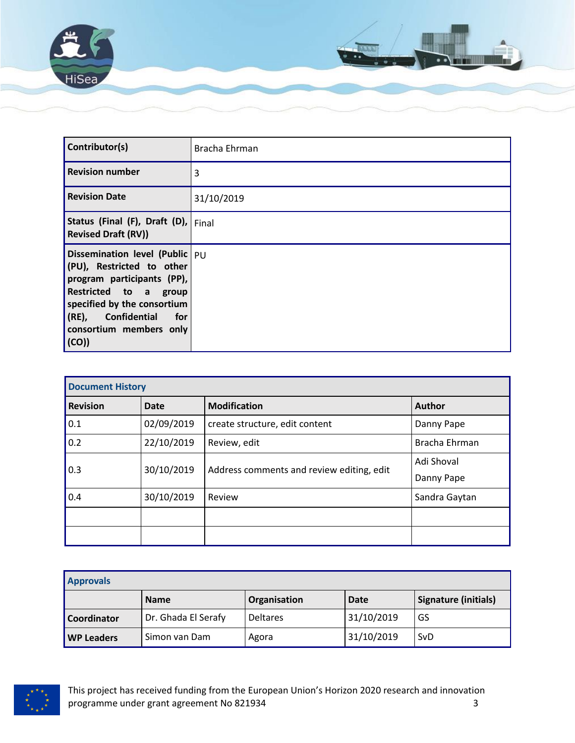| **Contributor(s)** | Bracha Ehrman |
|---|---|
| **Revision number** | 3 |
| **Revision Date** | 31/10/2019 |
| **Status (Final (F), Draft (D), Revised Draft (RV))** | Final |
| **Dissemination level (Public (PU), Restricted to other program participants (PP), Restricted to a group specified by the consortium (RE), Confidential for consortium members only (CO))** | PU |

| **Document History** | | | |
|---|---|---|---|
| **Revision** | **Date** | **Modification** | **Author** |
| 0.1 | 02/09/2019 | create structure, edit content | Danny Pape |
| 0.2 | 22/10/2019 | Review, edit | Bracha Ehrman |
| 0.3 | 30/10/2019 | Address comments and review editing, edit | Adi Shoval<br>Danny Pape |
| 0.4 | 30/10/2019 | Review | Sandra Gaytan |
| | | | |
| | | | |

| **Approvals** | | | | |
|---|---|---|---|---|
| | **Name** | **Organisation** | **Date** | **Signature (initials)** |
| **Coordinator** | Dr. Ghada El Serafy | Deltares | 31/10/2019 | GS |
| **WP Leaders** | Simon van Dam | Agora | 31/10/2019 | SvD |

This project has received funding from the European Union's Horizon 2020 research and innovation programme under grant agreement No 821934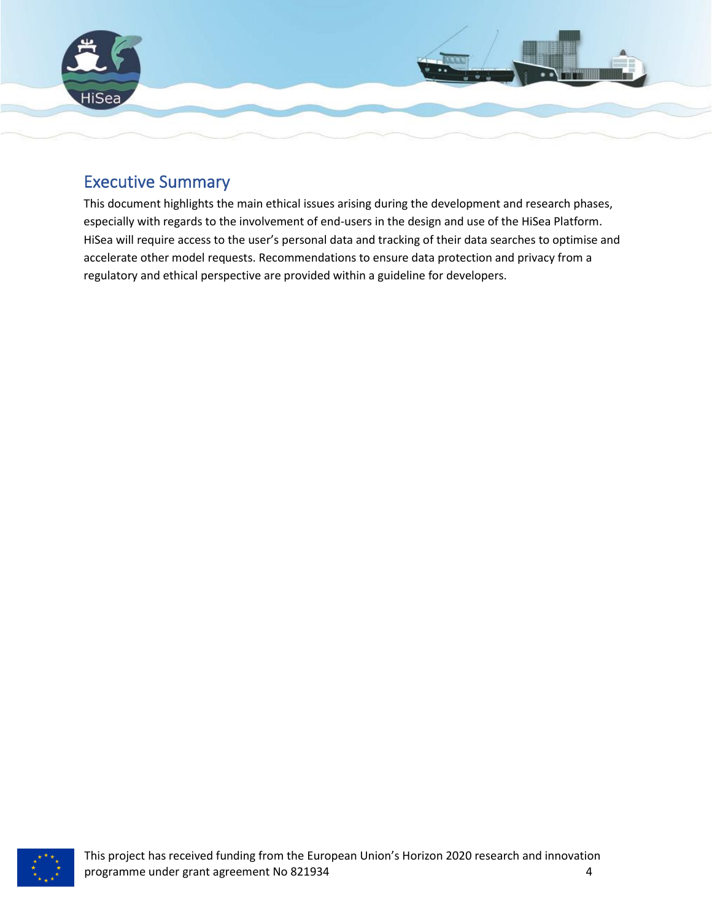## Executive Summary

This document highlights the main ethical issues arising during the development and research phases, especially with regards to the involvement of end-users in the design and use of the HiSea Platform. HiSea will require access to the user's personal data and tracking of their data searches to optimise and accelerate other model requests. Recommendations to ensure data protection and privacy from a regulatory and ethical perspective are provided within a guideline for developers.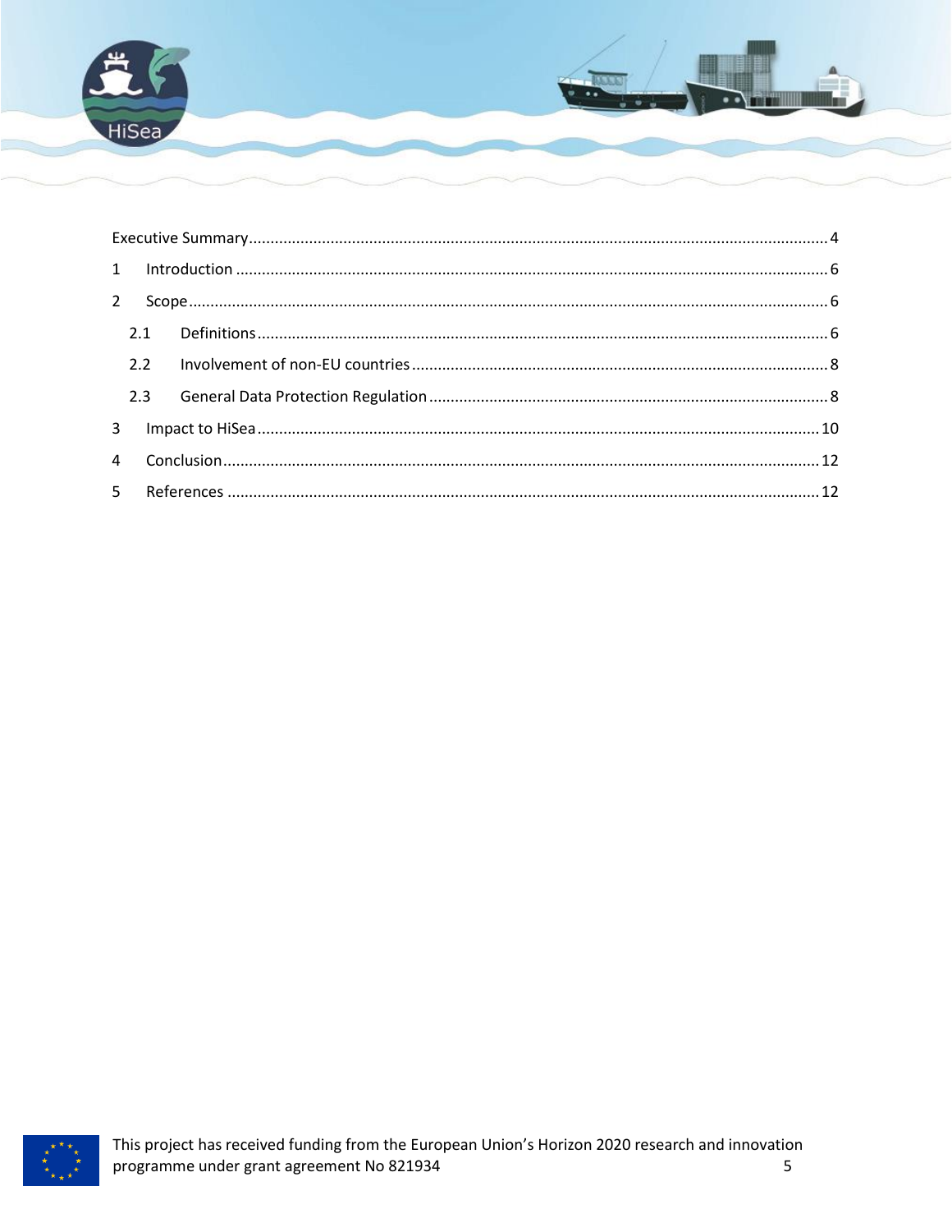Executive Summary ..... 4

1 Introduction ..... 6

2 Scope ..... 6

  2.1 Definitions ..... 6

  2.2 Involvement of non-EU countries ..... 8

  2.3 General Data Protection Regulation ..... 8

3 Impact to HiSea ..... 10

4 Conclusion ..... 12

5 References ..... 12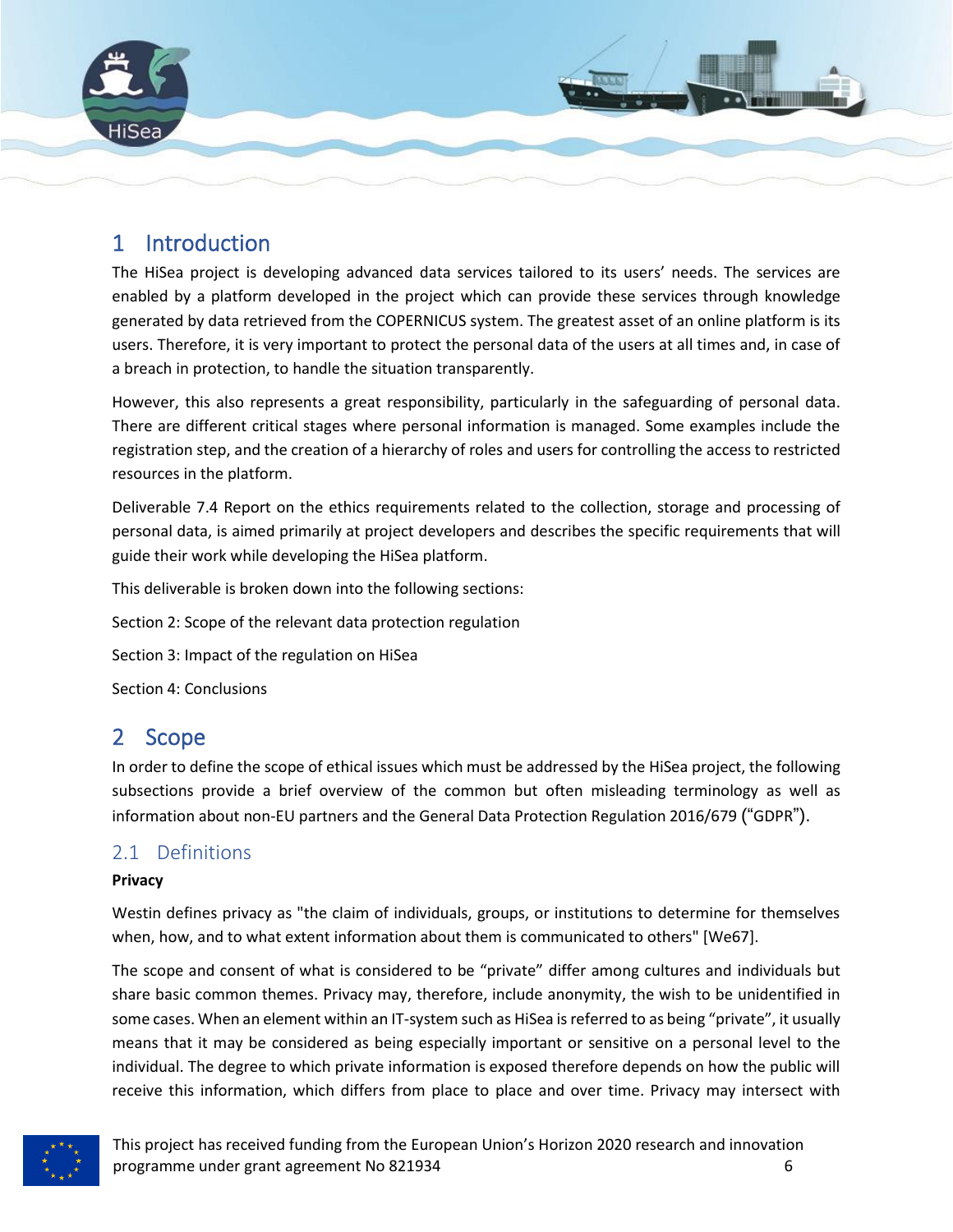# 1 Introduction

The HiSea project is developing advanced data services tailored to its users' needs. The services are enabled by a platform developed in the project which can provide these services through knowledge generated by data retrieved from the COPERNICUS system. The greatest asset of an online platform is its users. Therefore, it is very important to protect the personal data of the users at all times and, in case of a breach in protection, to handle the situation transparently.

However, this also represents a great responsibility, particularly in the safeguarding of personal data. There are different critical stages where personal information is managed. Some examples include the registration step, and the creation of a hierarchy of roles and users for controlling the access to restricted resources in the platform.

Deliverable 7.4 Report on the ethics requirements related to the collection, storage and processing of personal data, is aimed primarily at project developers and describes the specific requirements that will guide their work while developing the HiSea platform.

This deliverable is broken down into the following sections:

Section 2: Scope of the relevant data protection regulation

Section 3: Impact of the regulation on HiSea

Section 4: Conclusions

# 2 Scope

In order to define the scope of ethical issues which must be addressed by the HiSea project, the following subsections provide a brief overview of the common but often misleading terminology as well as information about non-EU partners and the General Data Protection Regulation 2016/679 ("GDPR").

## 2.1 Definitions

**Privacy**

Westin defines privacy as "the claim of individuals, groups, or institutions to determine for themselves when, how, and to what extent information about them is communicated to others" [We67].

The scope and consent of what is considered to be "private" differ among cultures and individuals but share basic common themes. Privacy may, therefore, include anonymity, the wish to be unidentified in some cases. When an element within an IT-system such as HiSea is referred to as being "private", it usually means that it may be considered as being especially important or sensitive on a personal level to the individual. The degree to which private information is exposed therefore depends on how the public will receive this information, which differs from place to place and over time. Privacy may intersect with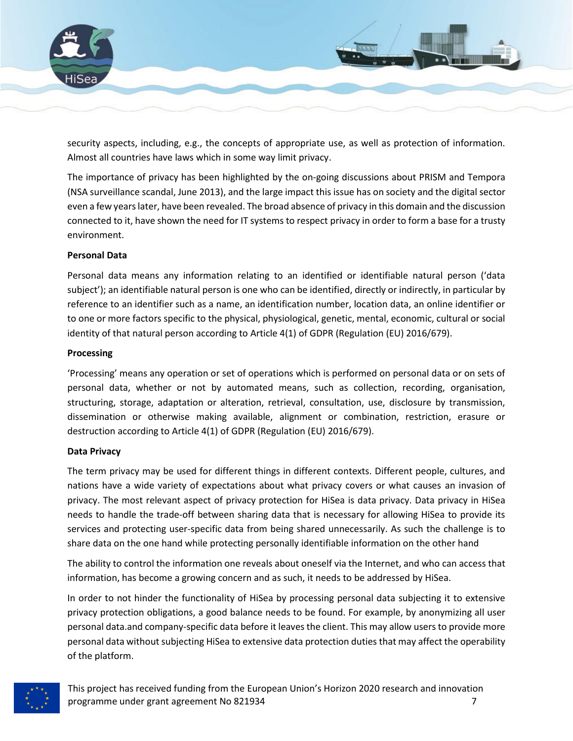security aspects, including, e.g., the concepts of appropriate use, as well as protection of information. Almost all countries have laws which in some way limit privacy.

The importance of privacy has been highlighted by the on-going discussions about PRISM and Tempora (NSA surveillance scandal, June 2013), and the large impact this issue has on society and the digital sector even a few years later, have been revealed. The broad absence of privacy in this domain and the discussion connected to it, have shown the need for IT systems to respect privacy in order to form a base for a trusty environment.

**Personal Data**

Personal data means any information relating to an identified or identifiable natural person ('data subject'); an identifiable natural person is one who can be identified, directly or indirectly, in particular by reference to an identifier such as a name, an identification number, location data, an online identifier or to one or more factors specific to the physical, physiological, genetic, mental, economic, cultural or social identity of that natural person according to Article 4(1) of GDPR (Regulation (EU) 2016/679).

**Processing**

'Processing' means any operation or set of operations which is performed on personal data or on sets of personal data, whether or not by automated means, such as collection, recording, organisation, structuring, storage, adaptation or alteration, retrieval, consultation, use, disclosure by transmission, dissemination or otherwise making available, alignment or combination, restriction, erasure or destruction according to Article 4(1) of GDPR (Regulation (EU) 2016/679).

**Data Privacy**

The term privacy may be used for different things in different contexts. Different people, cultures, and nations have a wide variety of expectations about what privacy covers or what causes an invasion of privacy. The most relevant aspect of privacy protection for HiSea is data privacy. Data privacy in HiSea needs to handle the trade-off between sharing data that is necessary for allowing HiSea to provide its services and protecting user-specific data from being shared unnecessarily. As such the challenge is to share data on the one hand while protecting personally identifiable information on the other hand

The ability to control the information one reveals about oneself via the Internet, and who can access that information, has become a growing concern and as such, it needs to be addressed by HiSea.

In order to not hinder the functionality of HiSea by processing personal data subjecting it to extensive privacy protection obligations, a good balance needs to be found. For example, by anonymizing all user personal data.and company-specific data before it leaves the client. This may allow users to provide more personal data without subjecting HiSea to extensive data protection duties that may affect the operability of the platform.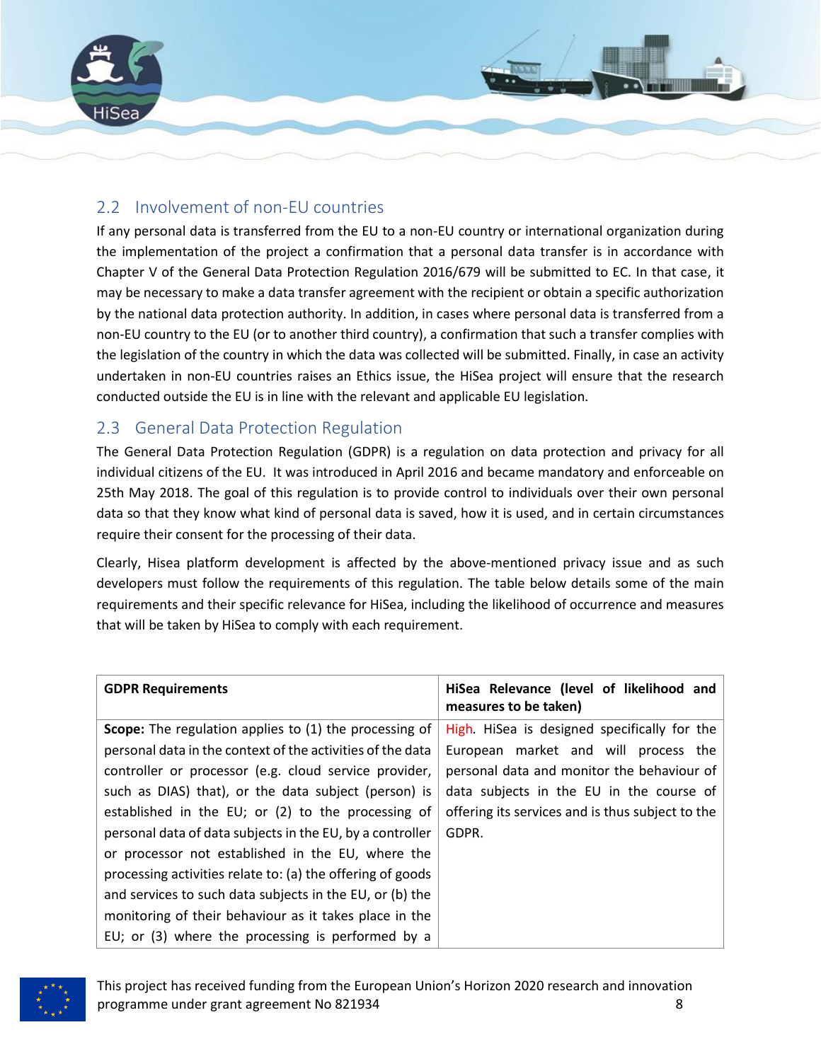## 2.2 Involvement of non-EU countries

If any personal data is transferred from the EU to a non-EU country or international organization during the implementation of the project a confirmation that a personal data transfer is in accordance with Chapter V of the General Data Protection Regulation 2016/679 will be submitted to EC. In that case, it may be necessary to make a data transfer agreement with the recipient or obtain a specific authorization by the national data protection authority. In addition, in cases where personal data is transferred from a non-EU country to the EU (or to another third country), a confirmation that such a transfer complies with the legislation of the country in which the data was collected will be submitted. Finally, in case an activity undertaken in non-EU countries raises an Ethics issue, the HiSea project will ensure that the research conducted outside the EU is in line with the relevant and applicable EU legislation.

## 2.3 General Data Protection Regulation

The General Data Protection Regulation (GDPR) is a regulation on data protection and privacy for all individual citizens of the EU. It was introduced in April 2016 and became mandatory and enforceable on 25th May 2018. The goal of this regulation is to provide control to individuals over their own personal data so that they know what kind of personal data is saved, how it is used, and in certain circumstances require their consent for the processing of their data.

Clearly, Hisea platform development is affected by the above-mentioned privacy issue and as such developers must follow the requirements of this regulation. The table below details some of the main requirements and their specific relevance for HiSea, including the likelihood of occurrence and measures that will be taken by HiSea to comply with each requirement.

| GDPR Requirements | HiSea Relevance (level of likelihood and measures to be taken) |
| --- | --- |
| **Scope:** The regulation applies to (1) the processing of personal data in the context of the activities of the data controller or processor (e.g. cloud service provider, such as DIAS) that), or the data subject (person) is established in the EU; or (2) to the processing of personal data of data subjects in the EU, by a controller or processor not established in the EU, where the processing activities relate to: (a) the offering of goods and services to such data subjects in the EU, or (b) the monitoring of their behaviour as it takes place in the EU; or (3) where the processing is performed by a | High. HiSea is designed specifically for the European market and will process the personal data and monitor the behaviour of data subjects in the EU in the course of offering its services and is thus subject to the GDPR. |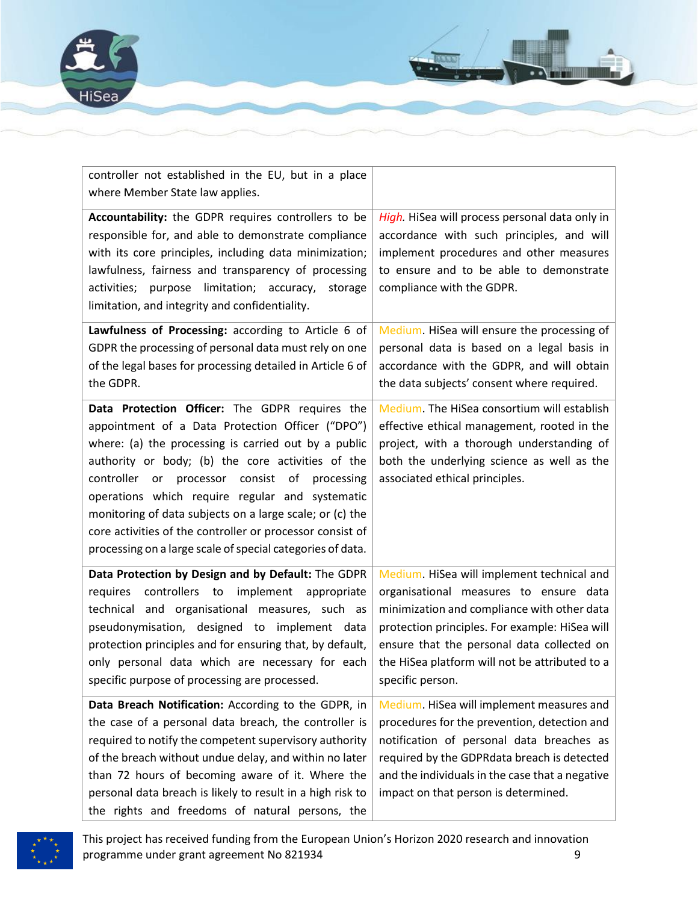| | |
|---|---|
| controller not established in the EU, but in a place where Member State law applies. | |
| **Accountability:** the GDPR requires controllers to be responsible for, and able to demonstrate compliance with its core principles, including data minimization; lawfulness, fairness and transparency of processing activities; purpose limitation; accuracy, storage limitation, and integrity and confidentiality. | *High*. HiSea will process personal data only in accordance with such principles, and will implement procedures and other measures to ensure and to be able to demonstrate compliance with the GDPR. |
| **Lawfulness of Processing:** according to Article 6 of GDPR the processing of personal data must rely on one of the legal bases for processing detailed in Article 6 of the GDPR. | Medium. HiSea will ensure the processing of personal data is based on a legal basis in accordance with the GDPR, and will obtain the data subjects' consent where required. |
| **Data Protection Officer:** The GDPR requires the appointment of a Data Protection Officer ("DPO") where: (a) the processing is carried out by a public authority or body; (b) the core activities of the controller or processor consist of processing operations which require regular and systematic monitoring of data subjects on a large scale; or (c) the core activities of the controller or processor consist of processing on a large scale of special categories of data. | Medium. The HiSea consortium will establish effective ethical management, rooted in the project, with a thorough understanding of both the underlying science as well as the associated ethical principles. |
| **Data Protection by Design and by Default:** The GDPR requires controllers to implement appropriate technical and organisational measures, such as pseudonymisation, designed to implement data protection principles and for ensuring that, by default, only personal data which are necessary for each specific purpose of processing are processed. | Medium. HiSea will implement technical and organisational measures to ensure data minimization and compliance with other data protection principles. For example: HiSea will ensure that the personal data collected on the HiSea platform will not be attributed to a specific person. |
| **Data Breach Notification:** According to the GDPR, in the case of a personal data breach, the controller is required to notify the competent supervisory authority of the breach without undue delay, and within no later than 72 hours of becoming aware of it. Where the personal data breach is likely to result in a high risk to the rights and freedoms of natural persons, the | Medium. HiSea will implement measures and procedures for the prevention, detection and notification of personal data breaches as required by the GDPRdata breach is detected and the individuals in the case that a negative impact on that person is determined. |

This project has received funding from the European Union's Horizon 2020 research and innovation programme under grant agreement No 821934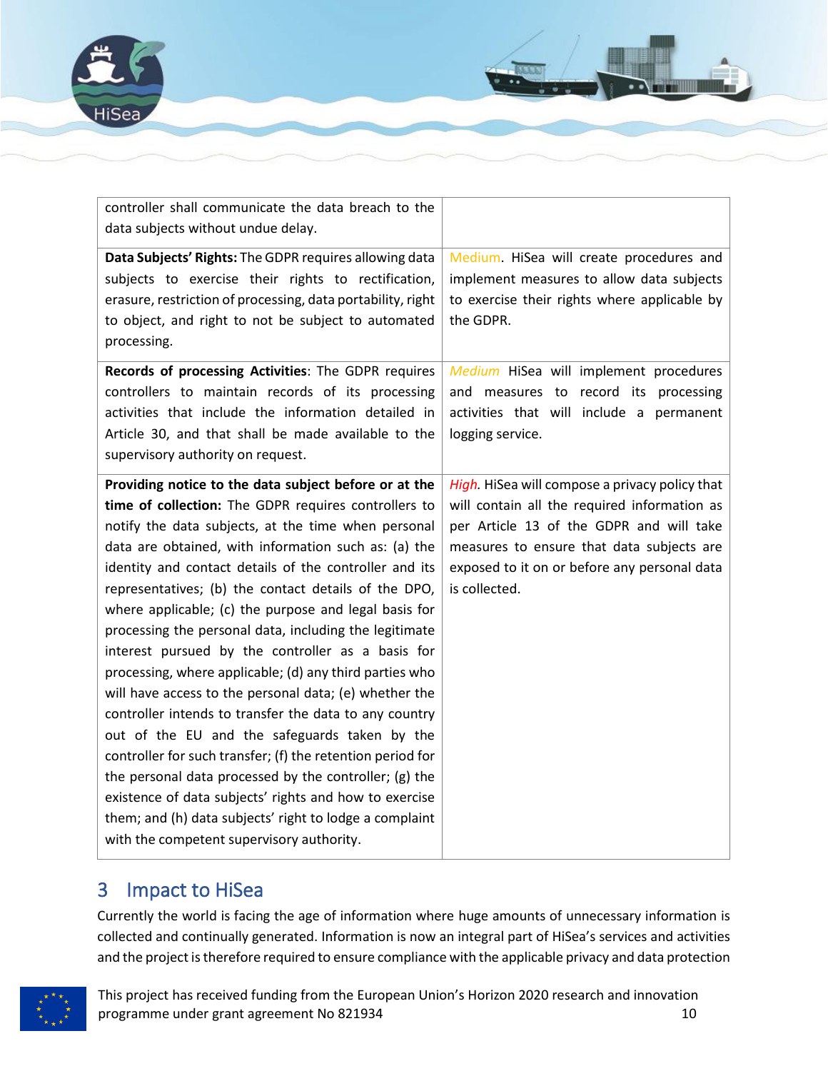| | |
|---|---|
| controller shall communicate the data breach to the data subjects without undue delay. | |
| **Data Subjects' Rights:** The GDPR requires allowing data subjects to exercise their rights to rectification, erasure, restriction of processing, data portability, right to object, and right to not be subject to automated processing. | Medium. HiSea will create procedures and implement measures to allow data subjects to exercise their rights where applicable by the GDPR. |
| **Records of processing Activities**: The GDPR requires controllers to maintain records of its processing activities that include the information detailed in Article 30, and that shall be made available to the supervisory authority on request. | *Medium* HiSea will implement procedures and measures to record its processing activities that will include a permanent logging service. |
| **Providing notice to the data subject before or at the time of collection:** The GDPR requires controllers to notify the data subjects, at the time when personal data are obtained, with information such as: (a) the identity and contact details of the controller and its representatives; (b) the contact details of the DPO, where applicable; (c) the purpose and legal basis for processing the personal data, including the legitimate interest pursued by the controller as a basis for processing, where applicable; (d) any third parties who will have access to the personal data; (e) whether the controller intends to transfer the data to any country out of the EU and the safeguards taken by the controller for such transfer; (f) the retention period for the personal data processed by the controller; (g) the existence of data subjects' rights and how to exercise them; and (h) data subjects' right to lodge a complaint with the competent supervisory authority. | *High.* HiSea will compose a privacy policy that will contain all the required information as per Article 13 of the GDPR and will take measures to ensure that data subjects are exposed to it on or before any personal data is collected. |

# 3 Impact to HiSea

Currently the world is facing the age of information where huge amounts of unnecessary information is collected and continually generated. Information is now an integral part of HiSea's services and activities and the project is therefore required to ensure compliance with the applicable privacy and data protection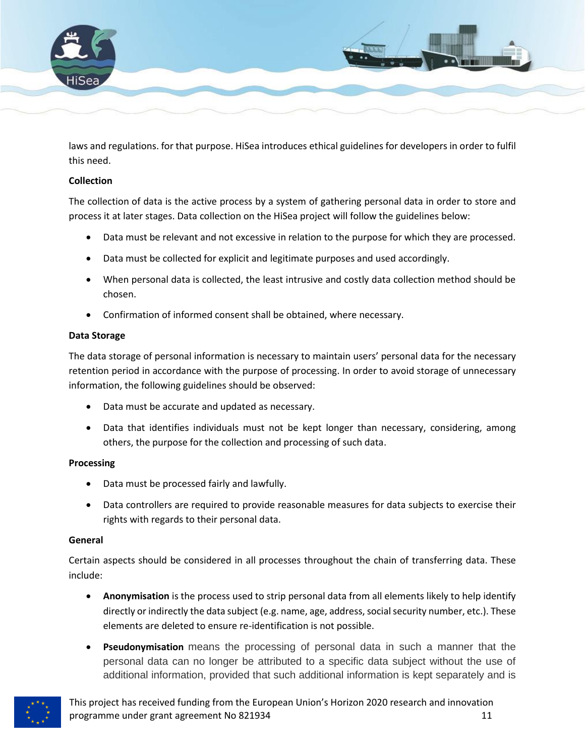laws and regulations. for that purpose. HiSea introduces ethical guidelines for developers in order to fulfil this need.

**Collection**

The collection of data is the active process by a system of gathering personal data in order to store and process it at later stages. Data collection on the HiSea project will follow the guidelines below:

- Data must be relevant and not excessive in relation to the purpose for which they are processed.
- Data must be collected for explicit and legitimate purposes and used accordingly.
- When personal data is collected, the least intrusive and costly data collection method should be chosen.
- Confirmation of informed consent shall be obtained, where necessary.

**Data Storage**

The data storage of personal information is necessary to maintain users' personal data for the necessary retention period in accordance with the purpose of processing. In order to avoid storage of unnecessary information, the following guidelines should be observed:

- Data must be accurate and updated as necessary.
- Data that identifies individuals must not be kept longer than necessary, considering, among others, the purpose for the collection and processing of such data.

**Processing**

- Data must be processed fairly and lawfully.
- Data controllers are required to provide reasonable measures for data subjects to exercise their rights with regards to their personal data.

**General**

Certain aspects should be considered in all processes throughout the chain of transferring data. These include:

- **Anonymisation** is the process used to strip personal data from all elements likely to help identify directly or indirectly the data subject (e.g. name, age, address, social security number, etc.). These elements are deleted to ensure re-identification is not possible.
- **Pseudonymisation** means the processing of personal data in such a manner that the personal data can no longer be attributed to a specific data subject without the use of additional information, provided that such additional information is kept separately and is

This project has received funding from the European Union's Horizon 2020 research and innovation programme under grant agreement No 821934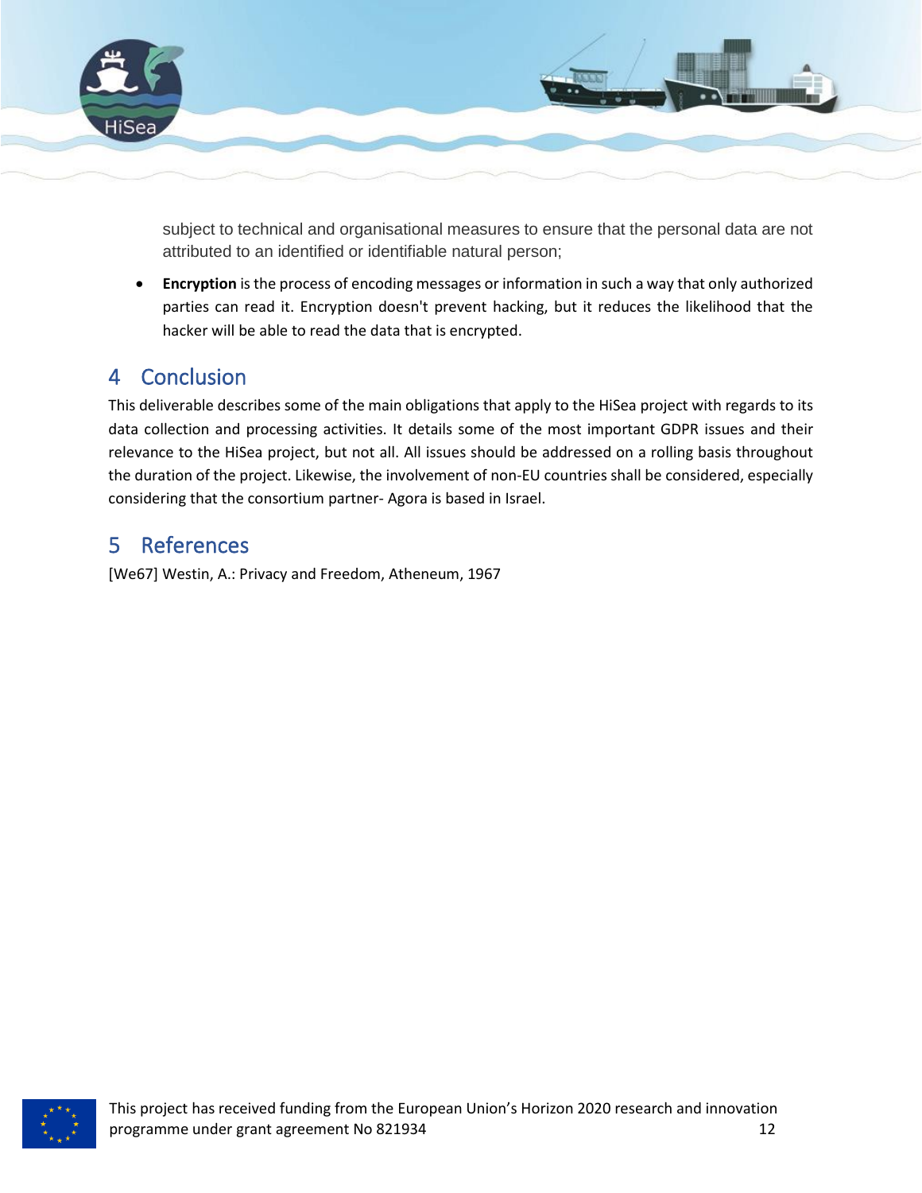subject to technical and organisational measures to ensure that the personal data are not attributed to an identified or identifiable natural person;

- **Encryption** is the process of encoding messages or information in such a way that only authorized parties can read it. Encryption doesn't prevent hacking, but it reduces the likelihood that the hacker will be able to read the data that is encrypted.

# 4 Conclusion

This deliverable describes some of the main obligations that apply to the HiSea project with regards to its data collection and processing activities. It details some of the most important GDPR issues and their relevance to the HiSea project, but not all. All issues should be addressed on a rolling basis throughout the duration of the project. Likewise, the involvement of non-EU countries shall be considered, especially considering that the consortium partner- Agora is based in Israel.

# 5 References

[We67] Westin, A.: Privacy and Freedom, Atheneum, 1967